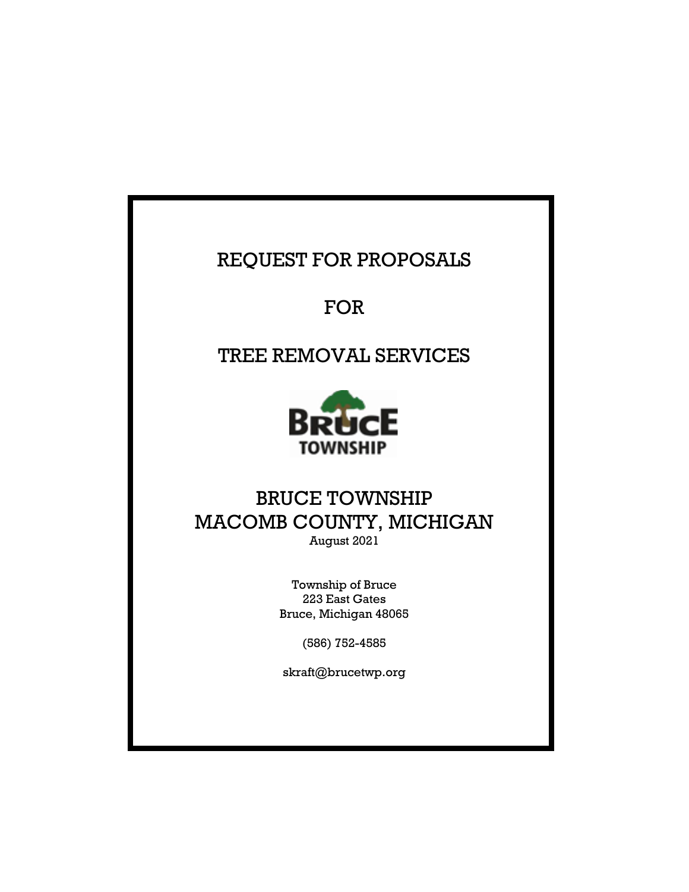# REQUEST FOR PROPOSALS

# FOR

# TREE REMOVAL SERVICES

BRUCE TOWNSHIP

## BRUCE TOWNSHIP
## MACOMB COUNTY, MICHIGAN

August 2021

Township of Bruce
223 East Gates
Bruce, Michigan 48065

(586) 752-4585

skraft@brucetwp.org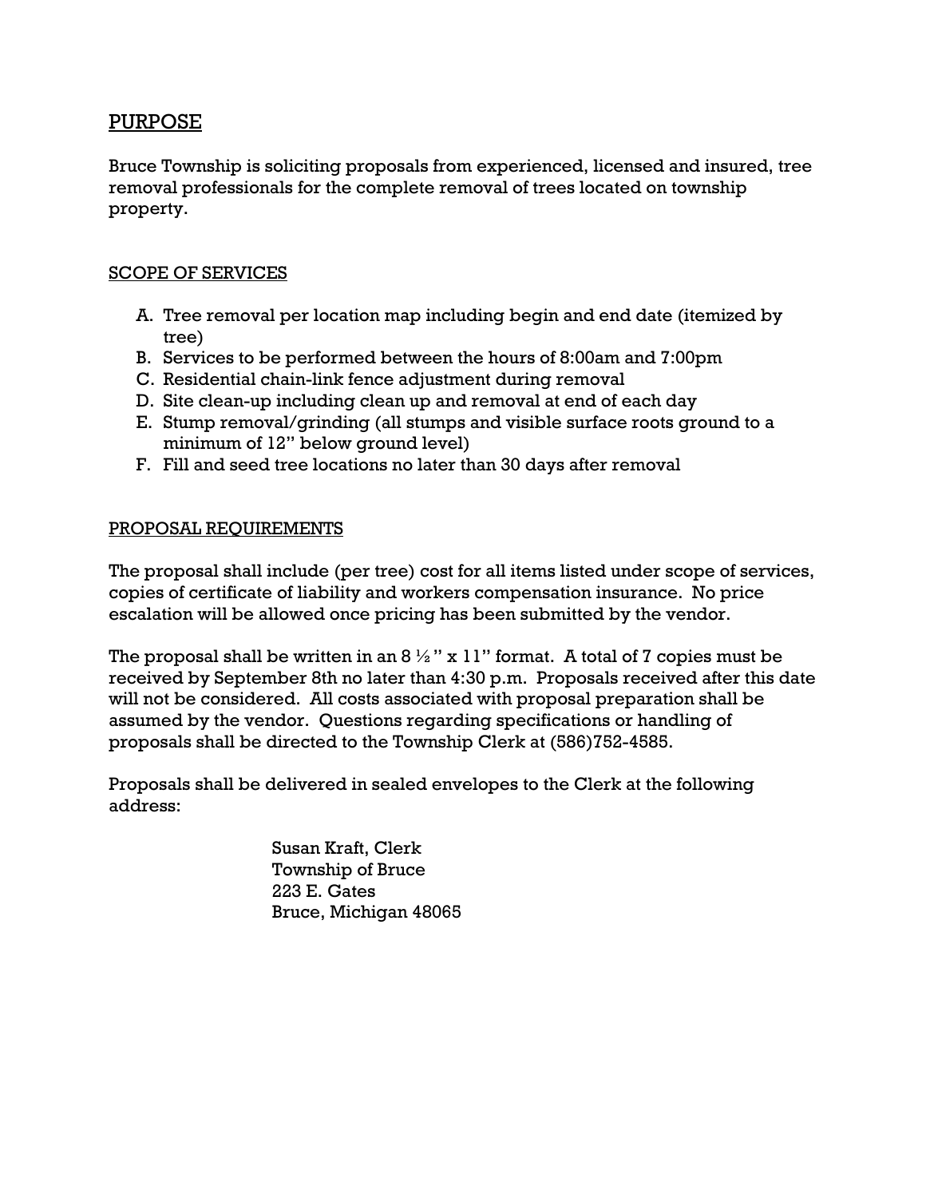## PURPOSE

Bruce Township is soliciting proposals from experienced, licensed and insured, tree removal professionals for the complete removal of trees located on township property.

### SCOPE OF SERVICES

A. Tree removal per location map including begin and end date (itemized by tree)
B. Services to be performed between the hours of 8:00am and 7:00pm
C. Residential chain-link fence adjustment during removal
D. Site clean-up including clean up and removal at end of each day
E. Stump removal/grinding (all stumps and visible surface roots ground to a minimum of 12" below ground level)
F. Fill and seed tree locations no later than 30 days after removal

### PROPOSAL REQUIREMENTS

The proposal shall include (per tree) cost for all items listed under scope of services, copies of certificate of liability and workers compensation insurance. No price escalation will be allowed once pricing has been submitted by the vendor.

The proposal shall be written in an 8 ½" x 11" format. A total of 7 copies must be received by September 8th no later than 4:30 p.m. Proposals received after this date will not be considered. All costs associated with proposal preparation shall be assumed by the vendor. Questions regarding specifications or handling of proposals shall be directed to the Township Clerk at (586)752-4585.

Proposals shall be delivered in sealed envelopes to the Clerk at the following address:

Susan Kraft, Clerk
Township of Bruce
223 E. Gates
Bruce, Michigan 48065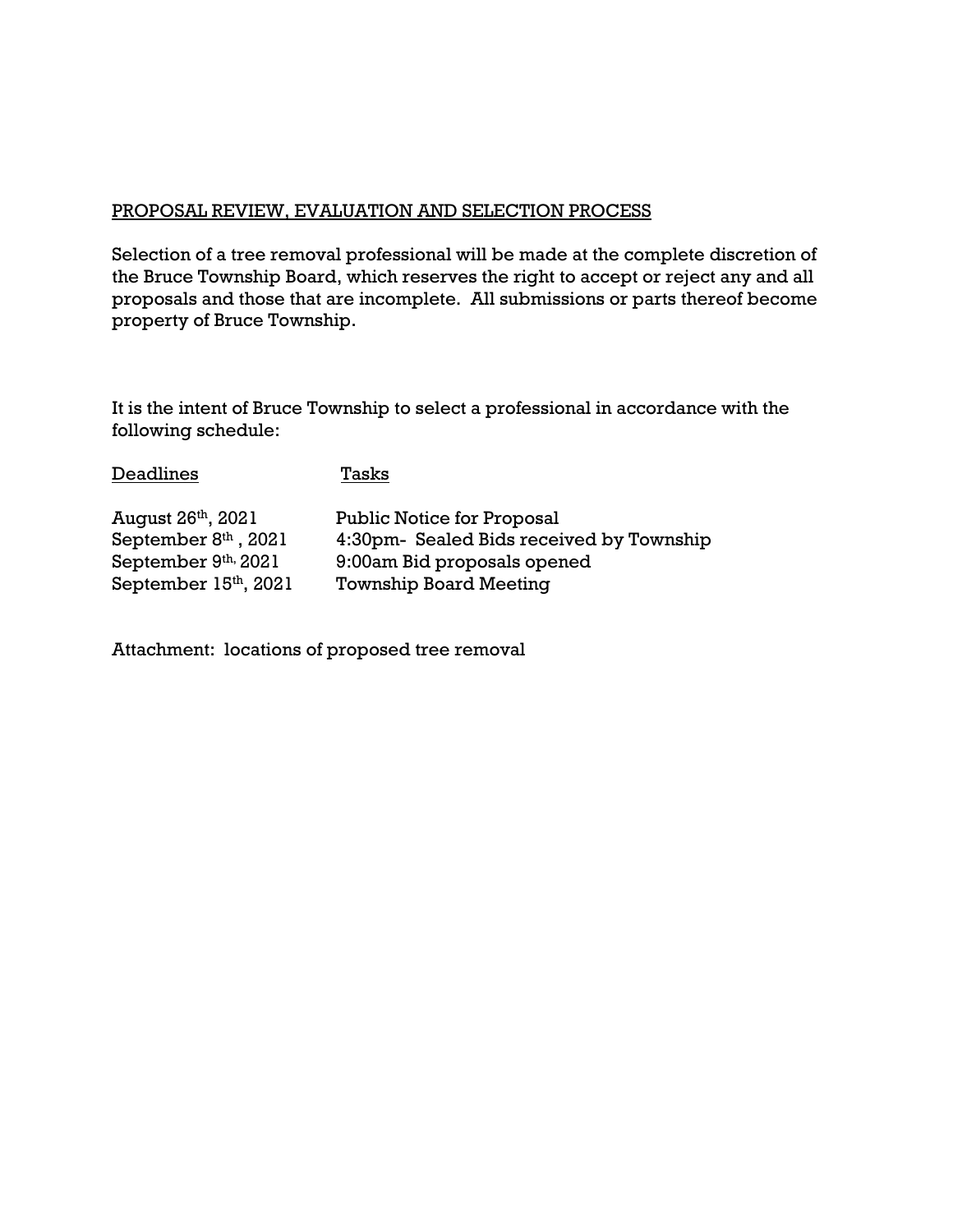## PROPOSAL REVIEW, EVALUATION AND SELECTION PROCESS

Selection of a tree removal professional will be made at the complete discretion of the Bruce Township Board, which reserves the right to accept or reject any and all proposals and those that are incomplete. All submissions or parts thereof become property of Bruce Township.

It is the intent of Bruce Township to select a professional in accordance with the following schedule:

| Deadlines | Tasks |
|---|---|
| August 26th, 2021 | Public Notice for Proposal |
| September 8th , 2021 | 4:30pm- Sealed Bids received by Township |
| September 9th, 2021 | 9:00am Bid proposals opened |
| September 15th, 2021 | Township Board Meeting |

Attachment: locations of proposed tree removal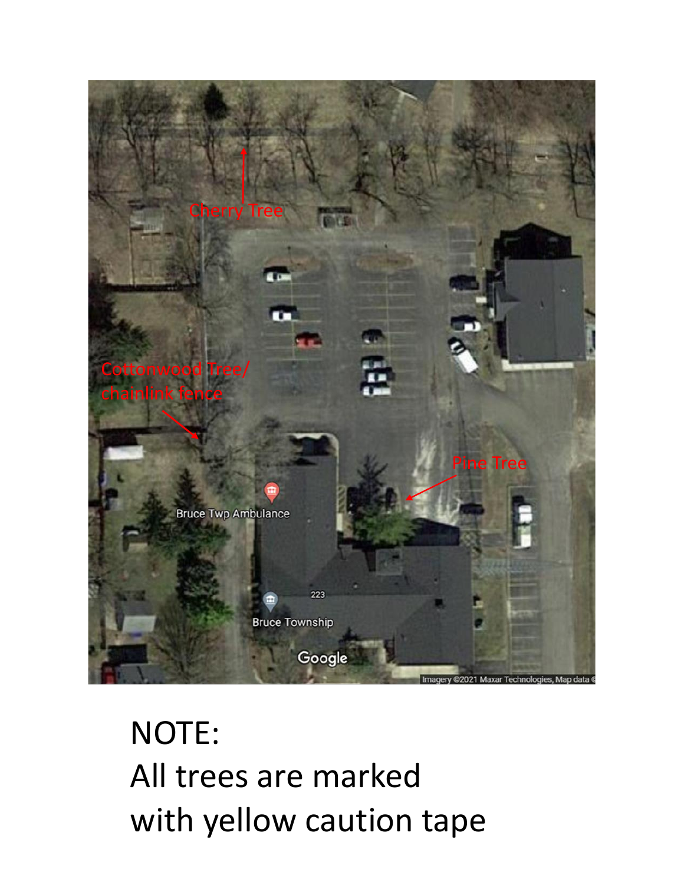Cherry Tree

Cottonwood Tree/
chainlink fence

Pine Tree

Bruce Twp Ambulance

223

Bruce Township

Google

Imagery ©2021 Maxar Technologies, Map data ©

NOTE:
All trees are marked
with yellow caution tape